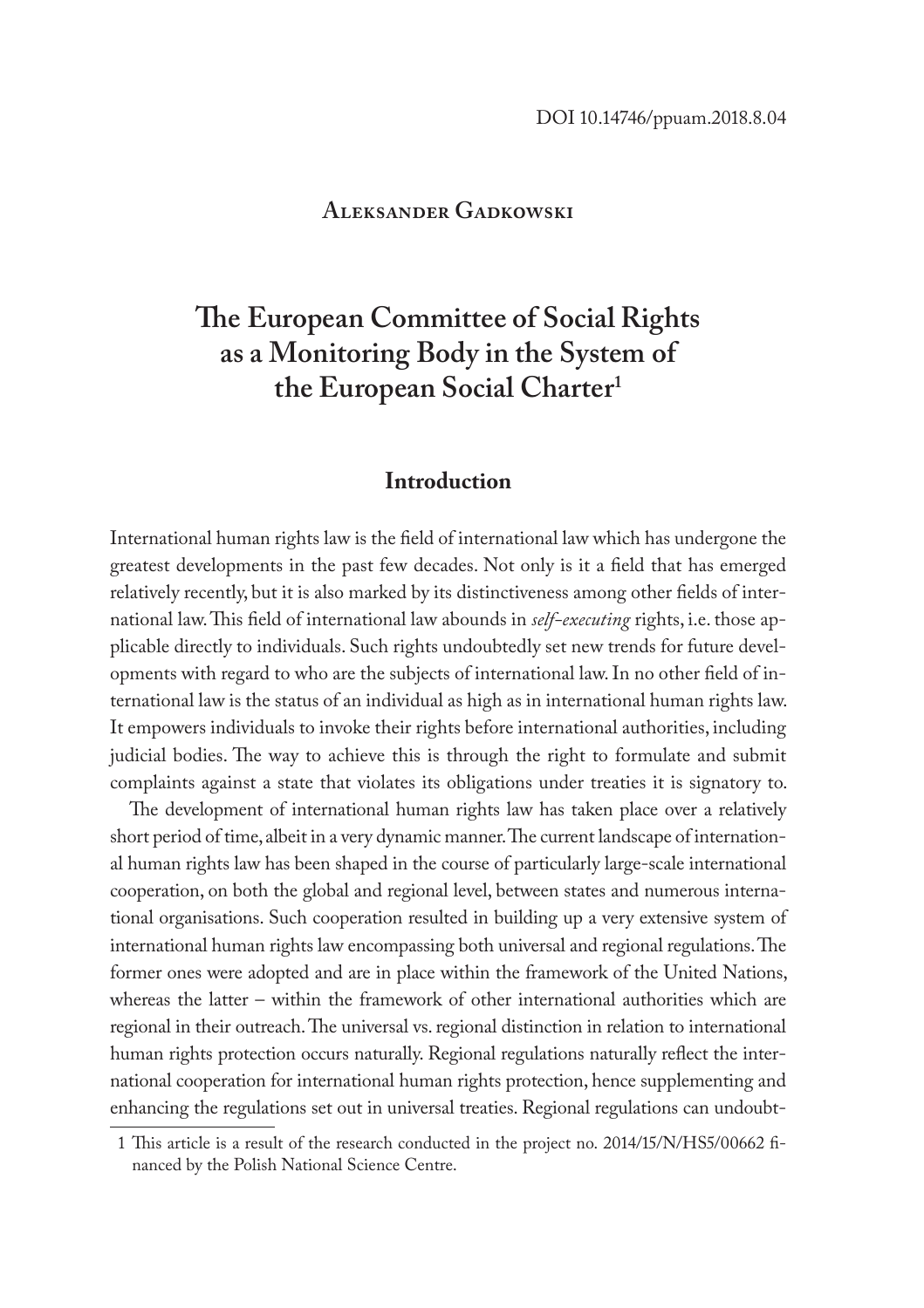DOI 10.14746/ppuam.2018.8.04

**Aleksander Gadkowski**

# The European Committee of Social Rights as a Monitoring Body in the System of the European Social Charter[1]

## Introduction

International human rights law is the field of international law which has undergone the greatest developments in the past few decades. Not only is it a field that has emerged relatively recently, but it is also marked by its distinctiveness among other fields of international law. This field of international law abounds in *self-executing* rights, i.e. those applicable directly to individuals. Such rights undoubtedly set new trends for future developments with regard to who are the subjects of international law. In no other field of international law is the status of an individual as high as in international human rights law. It empowers individuals to invoke their rights before international authorities, including judicial bodies. The way to achieve this is through the right to formulate and submit complaints against a state that violates its obligations under treaties it is signatory to.

The development of international human rights law has taken place over a relatively short period of time, albeit in a very dynamic manner. The current landscape of international human rights law has been shaped in the course of particularly large-scale international cooperation, on both the global and regional level, between states and numerous international organisations. Such cooperation resulted in building up a very extensive system of international human rights law encompassing both universal and regional regulations. The former ones were adopted and are in place within the framework of the United Nations, whereas the latter – within the framework of other international authorities which are regional in their outreach. The universal vs. regional distinction in relation to international human rights protection occurs naturally. Regional regulations naturally reflect the international cooperation for international human rights protection, hence supplementing and enhancing the regulations set out in universal treaties. Regional regulations can undoubt-

[1] This article is a result of the research conducted in the project no. 2014/15/N/HS5/00662 financed by the Polish National Science Centre.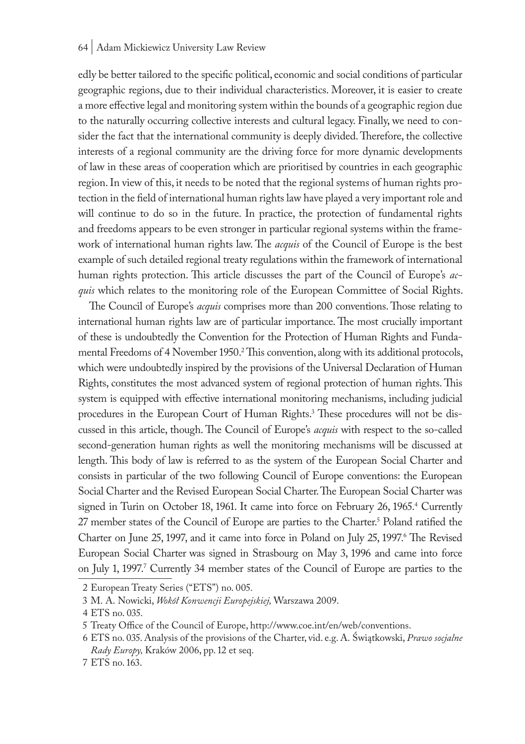edly be better tailored to the specific political, economic and social conditions of particular geographic regions, due to their individual characteristics. Moreover, it is easier to create a more effective legal and monitoring system within the bounds of a geographic region due to the naturally occurring collective interests and cultural legacy. Finally, we need to consider the fact that the international community is deeply divided. Therefore, the collective interests of a regional community are the driving force for more dynamic developments of law in these areas of cooperation which are prioritised by countries in each geographic region. In view of this, it needs to be noted that the regional systems of human rights protection in the field of international human rights law have played a very important role and will continue to do so in the future. In practice, the protection of fundamental rights and freedoms appears to be even stronger in particular regional systems within the framework of international human rights law. The *acquis* of the Council of Europe is the best example of such detailed regional treaty regulations within the framework of international human rights protection. This article discusses the part of the Council of Europe's *acquis* which relates to the monitoring role of the European Committee of Social Rights.

The Council of Europe's *acquis* comprises more than 200 conventions. Those relating to international human rights law are of particular importance. The most crucially important of these is undoubtedly the Convention for the Protection of Human Rights and Fundamental Freedoms of 4 November 1950.[2] This convention, along with its additional protocols, which were undoubtedly inspired by the provisions of the Universal Declaration of Human Rights, constitutes the most advanced system of regional protection of human rights. This system is equipped with effective international monitoring mechanisms, including judicial procedures in the European Court of Human Rights.[3] These procedures will not be discussed in this article, though. The Council of Europe's *acquis* with respect to the so-called second-generation human rights as well the monitoring mechanisms will be discussed at length. This body of law is referred to as the system of the European Social Charter and consists in particular of the two following Council of Europe conventions: the European Social Charter and the Revised European Social Charter. The European Social Charter was signed in Turin on October 18, 1961. It came into force on February 26, 1965.[4] Currently 27 member states of the Council of Europe are parties to the Charter.[5] Poland ratified the Charter on June 25, 1997, and it came into force in Poland on July 25, 1997.[6] The Revised European Social Charter was signed in Strasbourg on May 3, 1996 and came into force on July 1, 1997.[7] Currently 34 member states of the Council of Europe are parties to the

---

2 European Treaty Series ("ETS") no. 005.

3 M. A. Nowicki, *Wokół Konwencji Europejskiej,* Warszawa 2009.

4 ETS no. 035.

5 Treaty Office of the Council of Europe, http://www.coe.int/en/web/conventions.

6 ETS no. 035. Analysis of the provisions of the Charter, vid. e.g. A. Świątkowski, *Prawo socjalne Rady Europy,* Kraków 2006, pp. 12 et seq.

7 ETS no. 163.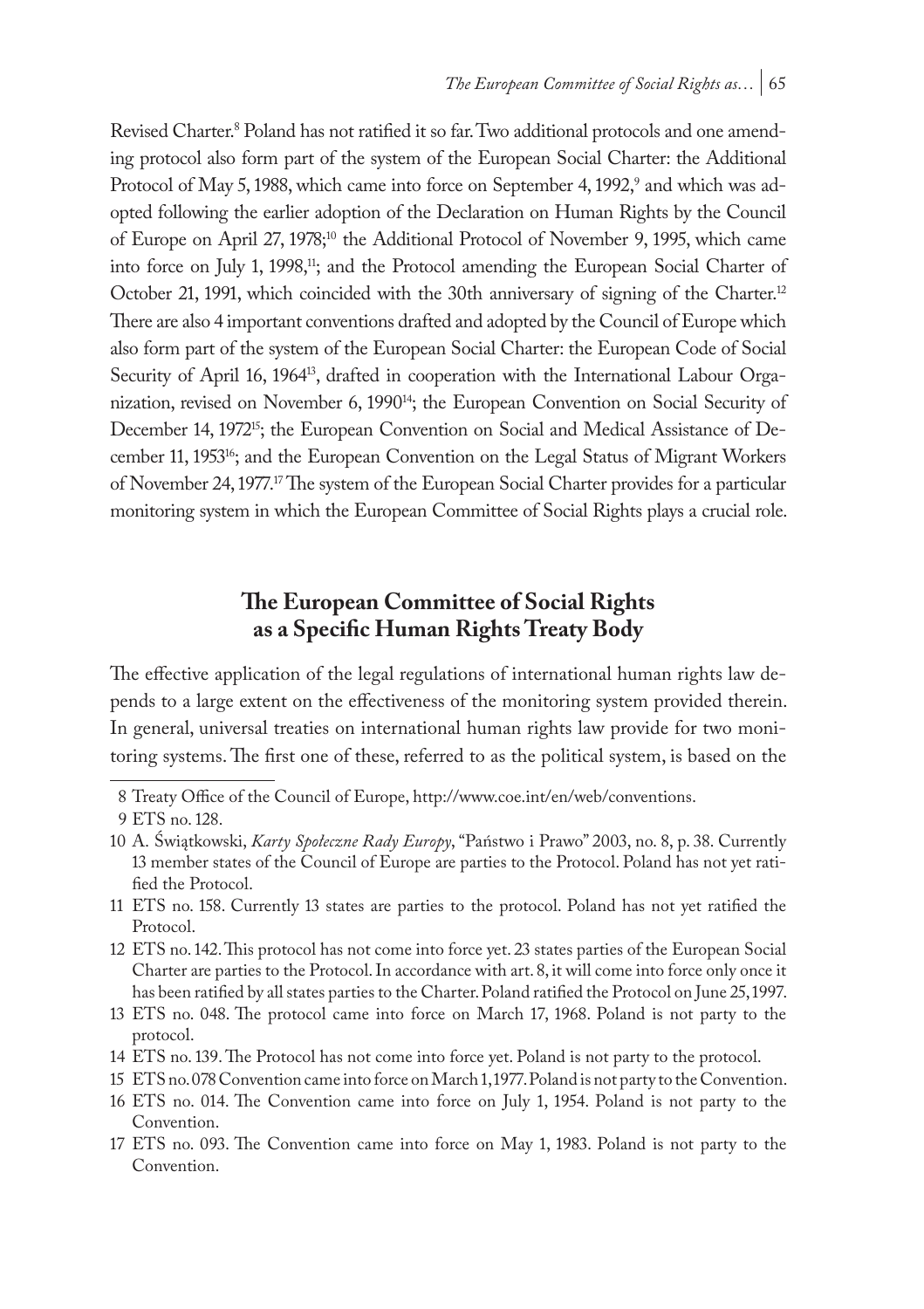Revised Charter.[8] Poland has not ratified it so far. Two additional protocols and one amending protocol also form part of the system of the European Social Charter: the Additional Protocol of May 5, 1988, which came into force on September 4, 1992,[9] and which was adopted following the earlier adoption of the Declaration on Human Rights by the Council of Europe on April 27, 1978;[10] the Additional Protocol of November 9, 1995, which came into force on July 1, 1998,[11]; and the Protocol amending the European Social Charter of October 21, 1991, which coincided with the 30th anniversary of signing of the Charter.[12] There are also 4 important conventions drafted and adopted by the Council of Europe which also form part of the system of the European Social Charter: the European Code of Social Security of April 16, 1964[13], drafted in cooperation with the International Labour Organization, revised on November 6, 1990[14]; the European Convention on Social Security of December 14, 1972[15]; the European Convention on Social and Medical Assistance of December 11, 1953[16]; and the European Convention on the Legal Status of Migrant Workers of November 24, 1977.[17] The system of the European Social Charter provides for a particular monitoring system in which the European Committee of Social Rights plays a crucial role.

## The European Committee of Social Rights as a Specific Human Rights Treaty Body

The effective application of the legal regulations of international human rights law depends to a large extent on the effectiveness of the monitoring system provided therein. In general, universal treaties on international human rights law provide for two monitoring systems. The first one of these, referred to as the political system, is based on the

8 Treaty Office of the Council of Europe, http://www.coe.int/en/web/conventions.

9 ETS no. 128.

10 A. Świątkowski, *Karty Społeczne Rady Europy*, "Państwo i Prawo" 2003, no. 8, p. 38. Currently 13 member states of the Council of Europe are parties to the Protocol. Poland has not yet ratified the Protocol.

11 ETS no. 158. Currently 13 states are parties to the protocol. Poland has not yet ratified the Protocol.

12 ETS no. 142. This protocol has not come into force yet. 23 states parties of the European Social Charter are parties to the Protocol. In accordance with art. 8, it will come into force only once it has been ratified by all states parties to the Charter. Poland ratified the Protocol on June 25, 1997.

13 ETS no. 048. The protocol came into force on March 17, 1968. Poland is not party to the protocol.

14 ETS no. 139. The Protocol has not come into force yet. Poland is not party to the protocol.

15 ETS no. 078 Convention came into force on March 1, 1977. Poland is not party to the Convention.

16 ETS no. 014. The Convention came into force on July 1, 1954. Poland is not party to the Convention.

17 ETS no. 093. The Convention came into force on May 1, 1983. Poland is not party to the Convention.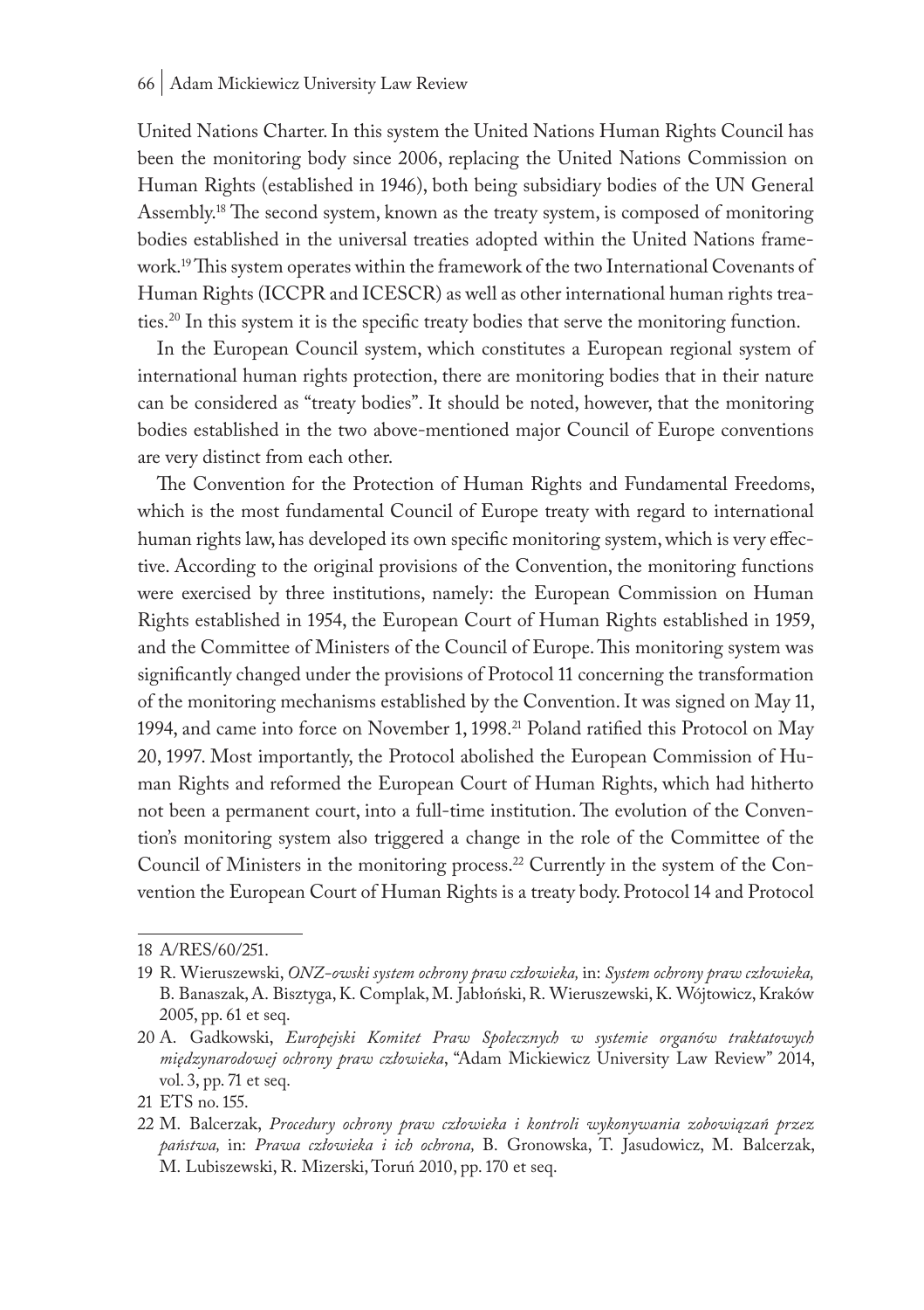United Nations Charter. In this system the United Nations Human Rights Council has been the monitoring body since 2006, replacing the United Nations Commission on Human Rights (established in 1946), both being subsidiary bodies of the UN General Assembly.[18] The second system, known as the treaty system, is composed of monitoring bodies established in the universal treaties adopted within the United Nations framework.[19] This system operates within the framework of the two International Covenants of Human Rights (ICCPR and ICESCR) as well as other international human rights treaties.[20] In this system it is the specific treaty bodies that serve the monitoring function.

In the European Council system, which constitutes a European regional system of international human rights protection, there are monitoring bodies that in their nature can be considered as "treaty bodies". It should be noted, however, that the monitoring bodies established in the two above-mentioned major Council of Europe conventions are very distinct from each other.

The Convention for the Protection of Human Rights and Fundamental Freedoms, which is the most fundamental Council of Europe treaty with regard to international human rights law, has developed its own specific monitoring system, which is very effective. According to the original provisions of the Convention, the monitoring functions were exercised by three institutions, namely: the European Commission on Human Rights established in 1954, the European Court of Human Rights established in 1959, and the Committee of Ministers of the Council of Europe. This monitoring system was significantly changed under the provisions of Protocol 11 concerning the transformation of the monitoring mechanisms established by the Convention. It was signed on May 11, 1994, and came into force on November 1, 1998.[21] Poland ratified this Protocol on May 20, 1997. Most importantly, the Protocol abolished the European Commission of Human Rights and reformed the European Court of Human Rights, which had hitherto not been a permanent court, into a full-time institution. The evolution of the Convention's monitoring system also triggered a change in the role of the Committee of the Council of Ministers in the monitoring process.[22] Currently in the system of the Convention the European Court of Human Rights is a treaty body. Protocol 14 and Protocol

---

18 A/RES/60/251.

19 R. Wieruszewski, *ONZ-owski system ochrony praw człowieka,* in: *System ochrony praw człowieka,* B. Banaszak, A. Bisztyga, K. Complak, M. Jabłoński, R. Wieruszewski, K. Wójtowicz, Kraków 2005, pp. 61 et seq.

20 A. Gadkowski, *Europejski Komitet Praw Społecznych w systemie organów traktatowych międzynarodowej ochrony praw człowieka*, "Adam Mickiewicz University Law Review" 2014, vol. 3, pp. 71 et seq.

21 ETS no. 155.

22 M. Balcerzak, *Procedury ochrony praw człowieka i kontroli wykonywania zobowiązań przez państwa,* in: *Prawa człowieka i ich ochrona,* B. Gronowska, T. Jasudowicz, M. Balcerzak, M. Lubiszewski, R. Mizerski, Toruń 2010, pp. 170 et seq.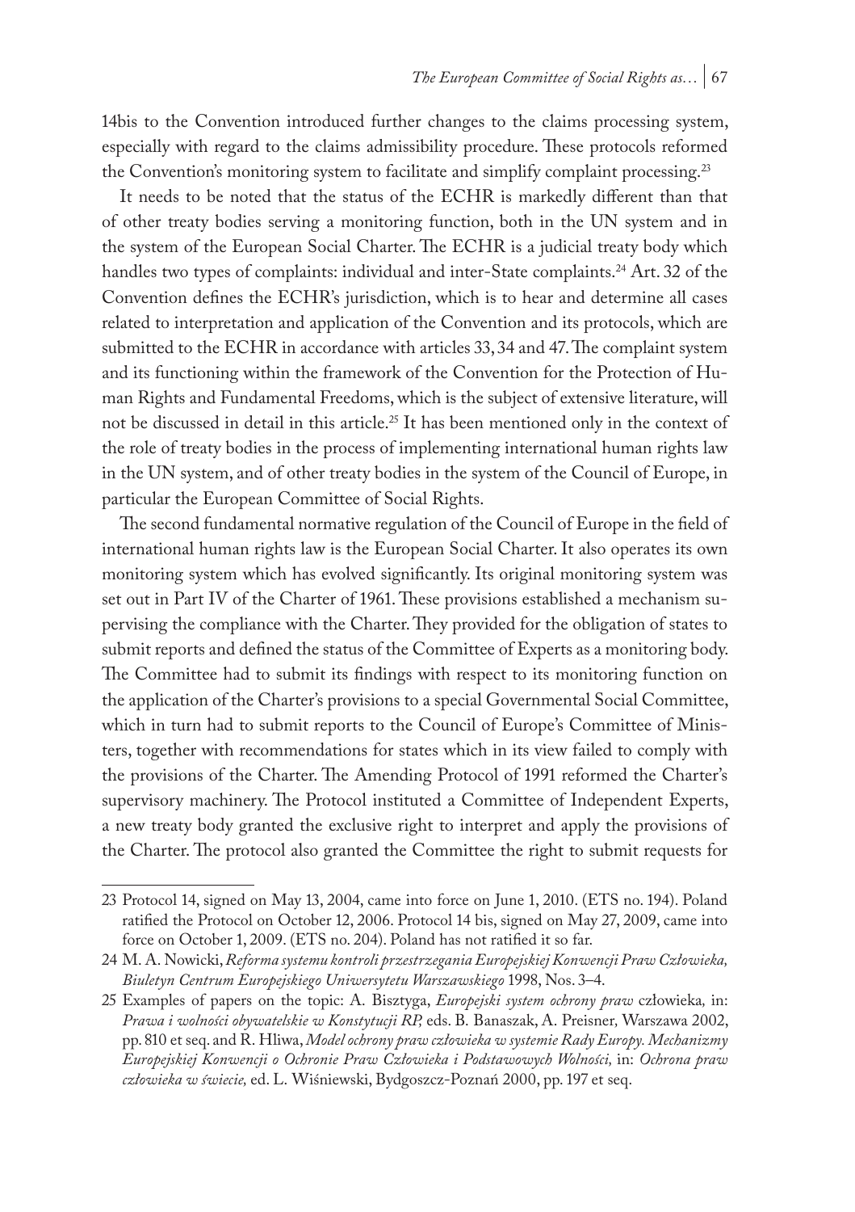14bis to the Convention introduced further changes to the claims processing system, especially with regard to the claims admissibility procedure. These protocols reformed the Convention's monitoring system to facilitate and simplify complaint processing.[23]

It needs to be noted that the status of the ECHR is markedly different than that of other treaty bodies serving a monitoring function, both in the UN system and in the system of the European Social Charter. The ECHR is a judicial treaty body which handles two types of complaints: individual and inter-State complaints.[24] Art. 32 of the Convention defines the ECHR's jurisdiction, which is to hear and determine all cases related to interpretation and application of the Convention and its protocols, which are submitted to the ECHR in accordance with articles 33, 34 and 47. The complaint system and its functioning within the framework of the Convention for the Protection of Human Rights and Fundamental Freedoms, which is the subject of extensive literature, will not be discussed in detail in this article.[25] It has been mentioned only in the context of the role of treaty bodies in the process of implementing international human rights law in the UN system, and of other treaty bodies in the system of the Council of Europe, in particular the European Committee of Social Rights.

The second fundamental normative regulation of the Council of Europe in the field of international human rights law is the European Social Charter. It also operates its own monitoring system which has evolved significantly. Its original monitoring system was set out in Part IV of the Charter of 1961. These provisions established a mechanism supervising the compliance with the Charter. They provided for the obligation of states to submit reports and defined the status of the Committee of Experts as a monitoring body. The Committee had to submit its findings with respect to its monitoring function on the application of the Charter's provisions to a special Governmental Social Committee, which in turn had to submit reports to the Council of Europe's Committee of Ministers, together with recommendations for states which in its view failed to comply with the provisions of the Charter. The Amending Protocol of 1991 reformed the Charter's supervisory machinery. The Protocol instituted a Committee of Independent Experts, a new treaty body granted the exclusive right to interpret and apply the provisions of the Charter. The protocol also granted the Committee the right to submit requests for

---

23 Protocol 14, signed on May 13, 2004, came into force on June 1, 2010. (ETS no. 194). Poland ratified the Protocol on October 12, 2006. Protocol 14 bis, signed on May 27, 2009, came into force on October 1, 2009. (ETS no. 204). Poland has not ratified it so far.

24 M. A. Nowicki, *Reforma systemu kontroli przestrzegania Europejskiej Konwencji Praw Człowieka, Biuletyn Centrum Europejskiego Uniwersytetu Warszawskiego* 1998, Nos. 3–4.

25 Examples of papers on the topic: A. Bisztyga, *Europejski system ochrony praw* człowieka*,* in: *Prawa i wolności obywatelskie w Konstytucji RP,* eds. B. Banaszak, A. Preisner*,* Warszawa 2002, pp. 810 et seq. and R. Hliwa, *Model ochrony praw człowieka w systemie Rady Europy. Mechanizmy Europejskiej Konwencji o Ochronie Praw Człowieka i Podstawowych Wolności,* in: *Ochrona praw człowieka w świecie,* ed. L. Wiśniewski, Bydgoszcz-Poznań 2000, pp. 197 et seq.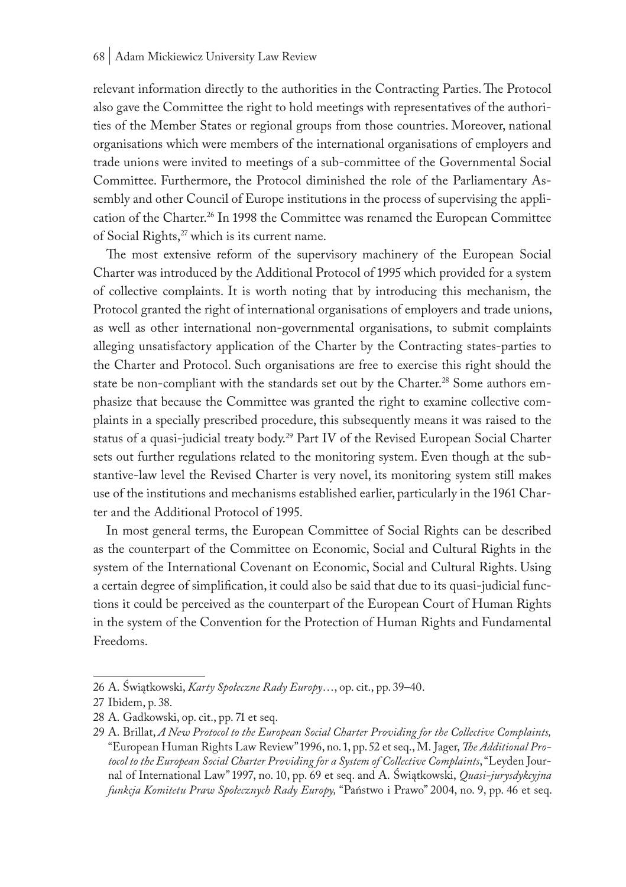relevant information directly to the authorities in the Contracting Parties. The Protocol also gave the Committee the right to hold meetings with representatives of the authorities of the Member States or regional groups from those countries. Moreover, national organisations which were members of the international organisations of employers and trade unions were invited to meetings of a sub-committee of the Governmental Social Committee. Furthermore, the Protocol diminished the role of the Parliamentary Assembly and other Council of Europe institutions in the process of supervising the application of the Charter.[26] In 1998 the Committee was renamed the European Committee of Social Rights,[27] which is its current name.

The most extensive reform of the supervisory machinery of the European Social Charter was introduced by the Additional Protocol of 1995 which provided for a system of collective complaints. It is worth noting that by introducing this mechanism, the Protocol granted the right of international organisations of employers and trade unions, as well as other international non-governmental organisations, to submit complaints alleging unsatisfactory application of the Charter by the Contracting states-parties to the Charter and Protocol. Such organisations are free to exercise this right should the state be non-compliant with the standards set out by the Charter.[28] Some authors emphasize that because the Committee was granted the right to examine collective complaints in a specially prescribed procedure, this subsequently means it was raised to the status of a quasi-judicial treaty body.[29] Part IV of the Revised European Social Charter sets out further regulations related to the monitoring system. Even though at the substantive-law level the Revised Charter is very novel, its monitoring system still makes use of the institutions and mechanisms established earlier, particularly in the 1961 Charter and the Additional Protocol of 1995.

In most general terms, the European Committee of Social Rights can be described as the counterpart of the Committee on Economic, Social and Cultural Rights in the system of the International Covenant on Economic, Social and Cultural Rights. Using a certain degree of simplification, it could also be said that due to its quasi-judicial functions it could be perceived as the counterpart of the European Court of Human Rights in the system of the Convention for the Protection of Human Rights and Fundamental Freedoms.

---

26 A. Świątkowski, *Karty Społeczne Rady Europy*…, op. cit., pp. 39–40.

27 Ibidem, p. 38.

28 A. Gadkowski, op. cit., pp. 71 et seq.

29 A. Brillat, *A New Protocol to the European Social Charter Providing for the Collective Complaints,* "European Human Rights Law Review" 1996, no. 1, pp. 52 et seq., M. Jager, *The Additional Protocol to the European Social Charter Providing for a System of Collective Complaints*, "Leyden Journal of International Law" 1997, no. 10, pp. 69 et seq. and A. Świątkowski, *Quasi-jurysdykcyjna funkcja Komitetu Praw Społecznych Rady Europy,* "Państwo i Prawo" 2004, no. 9, pp. 46 et seq.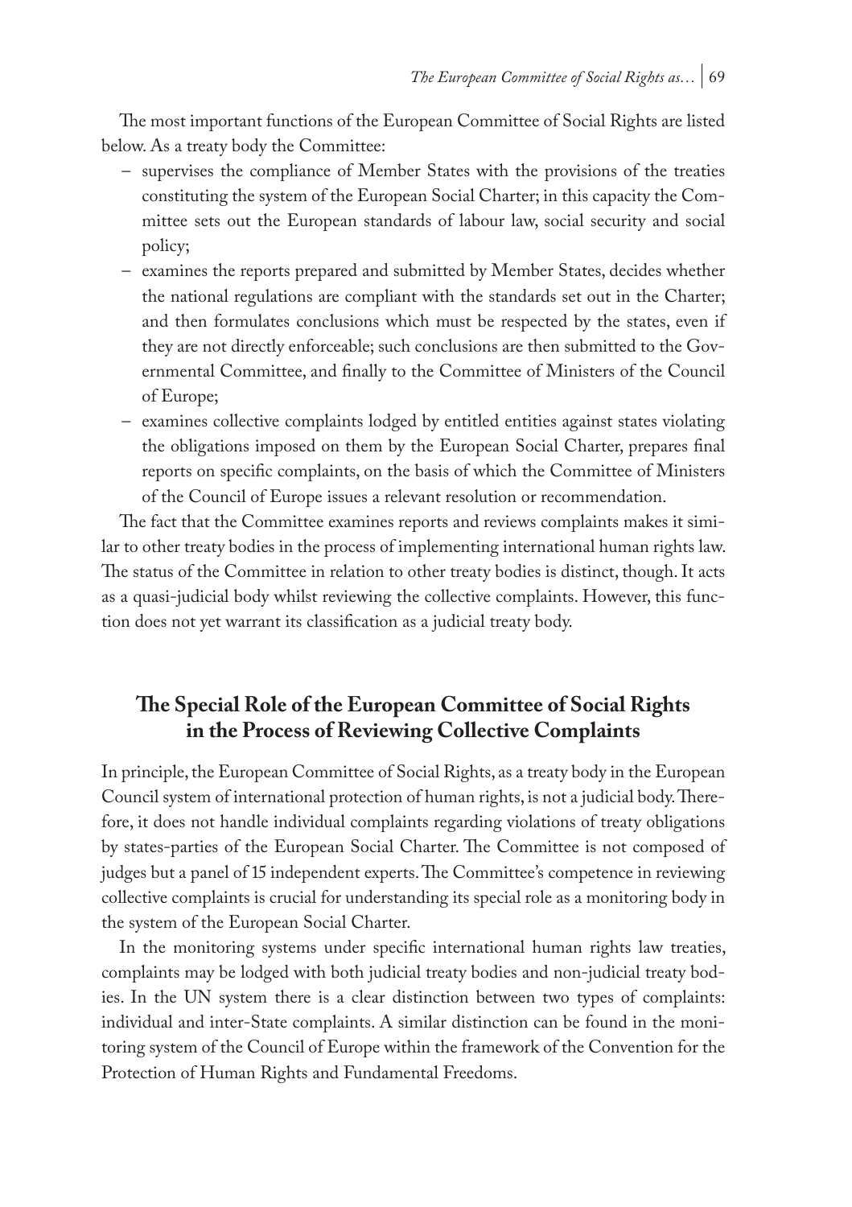The most important functions of the European Committee of Social Rights are listed below. As a treaty body the Committee:

- supervises the compliance of Member States with the provisions of the treaties constituting the system of the European Social Charter; in this capacity the Committee sets out the European standards of labour law, social security and social policy;
- examines the reports prepared and submitted by Member States, decides whether the national regulations are compliant with the standards set out in the Charter; and then formulates conclusions which must be respected by the states, even if they are not directly enforceable; such conclusions are then submitted to the Governmental Committee, and finally to the Committee of Ministers of the Council of Europe;
- examines collective complaints lodged by entitled entities against states violating the obligations imposed on them by the European Social Charter, prepares final reports on specific complaints, on the basis of which the Committee of Ministers of the Council of Europe issues a relevant resolution or recommendation.

The fact that the Committee examines reports and reviews complaints makes it similar to other treaty bodies in the process of implementing international human rights law. The status of the Committee in relation to other treaty bodies is distinct, though. It acts as a quasi-judicial body whilst reviewing the collective complaints. However, this function does not yet warrant its classification as a judicial treaty body.

## The Special Role of the European Committee of Social Rights in the Process of Reviewing Collective Complaints

In principle, the European Committee of Social Rights, as a treaty body in the European Council system of international protection of human rights, is not a judicial body. Therefore, it does not handle individual complaints regarding violations of treaty obligations by states-parties of the European Social Charter. The Committee is not composed of judges but a panel of 15 independent experts. The Committee's competence in reviewing collective complaints is crucial for understanding its special role as a monitoring body in the system of the European Social Charter.

In the monitoring systems under specific international human rights law treaties, complaints may be lodged with both judicial treaty bodies and non-judicial treaty bodies. In the UN system there is a clear distinction between two types of complaints: individual and inter-State complaints. A similar distinction can be found in the monitoring system of the Council of Europe within the framework of the Convention for the Protection of Human Rights and Fundamental Freedoms.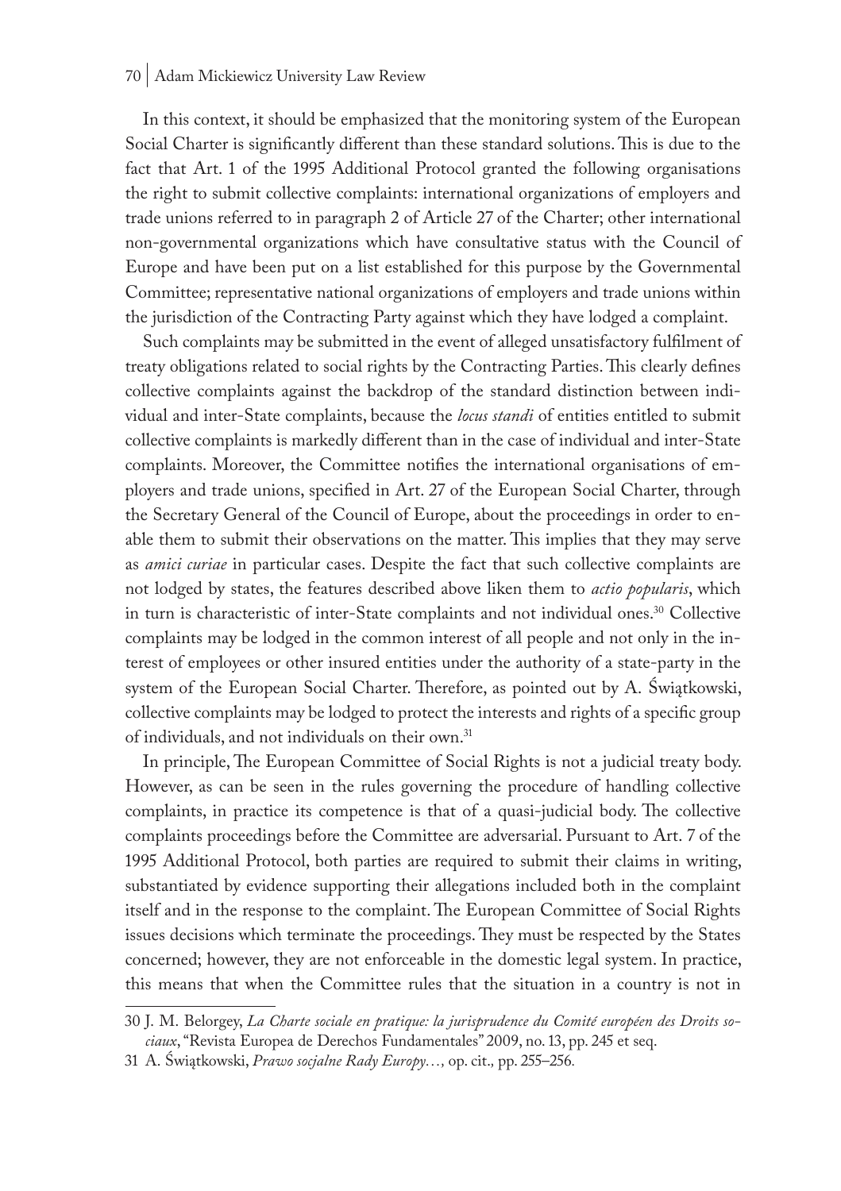In this context, it should be emphasized that the monitoring system of the European Social Charter is significantly different than these standard solutions. This is due to the fact that Art. 1 of the 1995 Additional Protocol granted the following organisations the right to submit collective complaints: international organizations of employers and trade unions referred to in paragraph 2 of Article 27 of the Charter; other international non-governmental organizations which have consultative status with the Council of Europe and have been put on a list established for this purpose by the Governmental Committee; representative national organizations of employers and trade unions within the jurisdiction of the Contracting Party against which they have lodged a complaint.

Such complaints may be submitted in the event of alleged unsatisfactory fulfilment of treaty obligations related to social rights by the Contracting Parties. This clearly defines collective complaints against the backdrop of the standard distinction between individual and inter-State complaints, because the *locus standi* of entities entitled to submit collective complaints is markedly different than in the case of individual and inter-State complaints. Moreover, the Committee notifies the international organisations of employers and trade unions, specified in Art. 27 of the European Social Charter, through the Secretary General of the Council of Europe, about the proceedings in order to enable them to submit their observations on the matter. This implies that they may serve as *amici curiae* in particular cases. Despite the fact that such collective complaints are not lodged by states, the features described above liken them to *actio popularis*, which in turn is characteristic of inter-State complaints and not individual ones.[30] Collective complaints may be lodged in the common interest of all people and not only in the interest of employees or other insured entities under the authority of a state-party in the system of the European Social Charter. Therefore, as pointed out by A. Świątkowski, collective complaints may be lodged to protect the interests and rights of a specific group of individuals, and not individuals on their own.[31]

In principle, The European Committee of Social Rights is not a judicial treaty body. However, as can be seen in the rules governing the procedure of handling collective complaints, in practice its competence is that of a quasi-judicial body. The collective complaints proceedings before the Committee are adversarial. Pursuant to Art. 7 of the 1995 Additional Protocol, both parties are required to submit their claims in writing, substantiated by evidence supporting their allegations included both in the complaint itself and in the response to the complaint. The European Committee of Social Rights issues decisions which terminate the proceedings. They must be respected by the States concerned; however, they are not enforceable in the domestic legal system. In practice, this means that when the Committee rules that the situation in a country is not in

---

30 J. M. Belorgey, *La Charte sociale en pratique: la jurisprudence du Comité européen des Droits sociaux*, "Revista Europea de Derechos Fundamentales" 2009, no. 13, pp. 245 et seq.

31 A. Świątkowski, *Prawo socjalne Rady Europy…,* op. cit., pp. 255–256.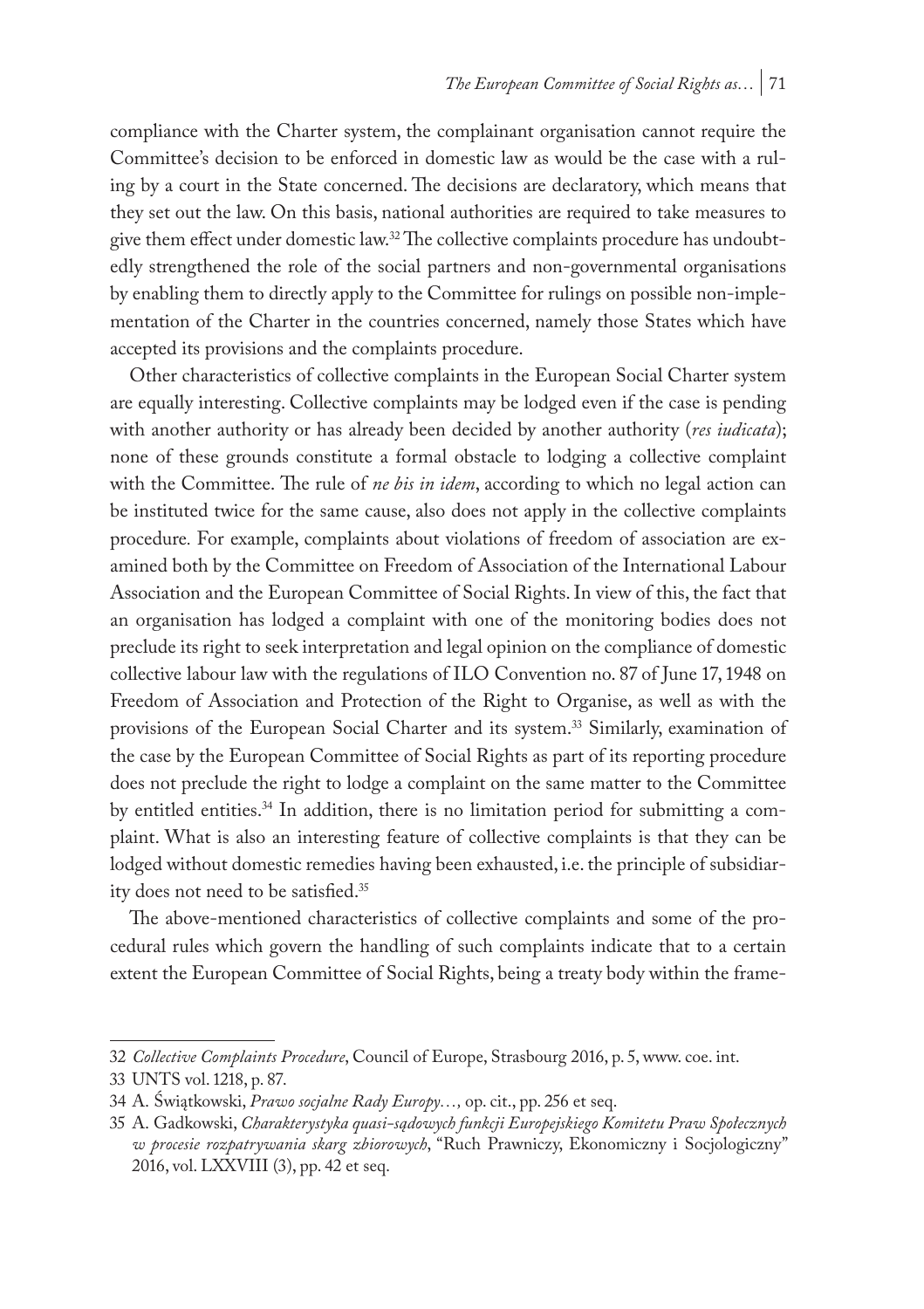compliance with the Charter system, the complainant organisation cannot require the Committee's decision to be enforced in domestic law as would be the case with a ruling by a court in the State concerned. The decisions are declaratory, which means that they set out the law. On this basis, national authorities are required to take measures to give them effect under domestic law.[32] The collective complaints procedure has undoubtedly strengthened the role of the social partners and non-governmental organisations by enabling them to directly apply to the Committee for rulings on possible non-implementation of the Charter in the countries concerned, namely those States which have accepted its provisions and the complaints procedure.

Other characteristics of collective complaints in the European Social Charter system are equally interesting. Collective complaints may be lodged even if the case is pending with another authority or has already been decided by another authority (*res iudicata*); none of these grounds constitute a formal obstacle to lodging a collective complaint with the Committee. The rule of *ne bis in idem*, according to which no legal action can be instituted twice for the same cause, also does not apply in the collective complaints procedure. For example, complaints about violations of freedom of association are examined both by the Committee on Freedom of Association of the International Labour Association and the European Committee of Social Rights. In view of this, the fact that an organisation has lodged a complaint with one of the monitoring bodies does not preclude its right to seek interpretation and legal opinion on the compliance of domestic collective labour law with the regulations of ILO Convention no. 87 of June 17, 1948 on Freedom of Association and Protection of the Right to Organise, as well as with the provisions of the European Social Charter and its system.[33] Similarly, examination of the case by the European Committee of Social Rights as part of its reporting procedure does not preclude the right to lodge a complaint on the same matter to the Committee by entitled entities.[34] In addition, there is no limitation period for submitting a complaint. What is also an interesting feature of collective complaints is that they can be lodged without domestic remedies having been exhausted, i.e. the principle of subsidiarity does not need to be satisfied.[35]

The above-mentioned characteristics of collective complaints and some of the procedural rules which govern the handling of such complaints indicate that to a certain extent the European Committee of Social Rights, being a treaty body within the frame-

---

32 *Collective Complaints Procedure*, Council of Europe, Strasbourg 2016, p. 5, www. coe. int.

33 UNTS vol. 1218, p. 87.

34 A. Świątkowski, *Prawo socjalne Rady Europy…,* op. cit., pp. 256 et seq.

35 A. Gadkowski, *Charakterystyka quasi-sądowych funkcji Europejskiego Komitetu Praw Społecznych w procesie rozpatrywania skarg zbiorowych*, "Ruch Prawniczy, Ekonomiczny i Socjologiczny" 2016, vol. LXXVIII (3), pp. 42 et seq.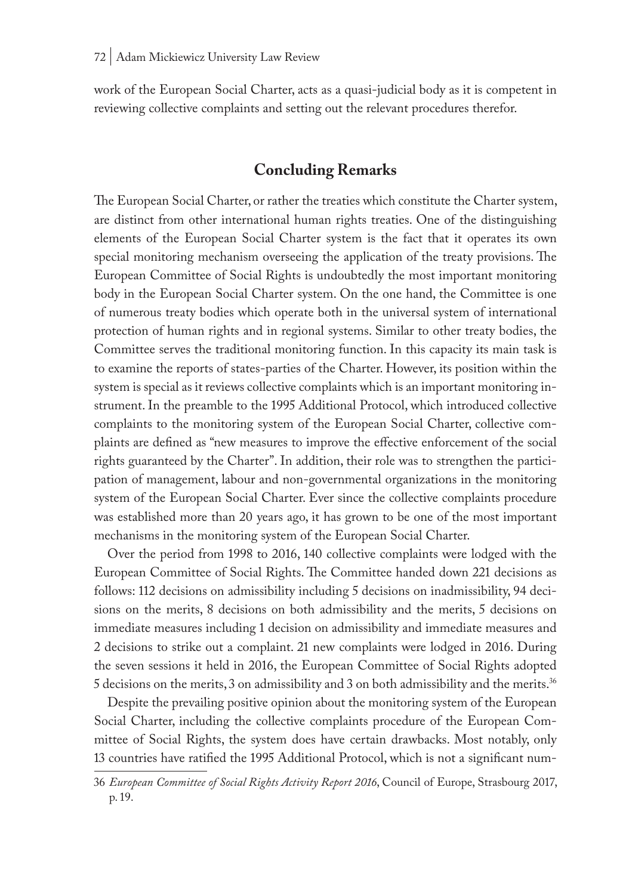work of the European Social Charter, acts as a quasi-judicial body as it is competent in reviewing collective complaints and setting out the relevant procedures therefor.

## Concluding Remarks

The European Social Charter, or rather the treaties which constitute the Charter system, are distinct from other international human rights treaties. One of the distinguishing elements of the European Social Charter system is the fact that it operates its own special monitoring mechanism overseeing the application of the treaty provisions. The European Committee of Social Rights is undoubtedly the most important monitoring body in the European Social Charter system. On the one hand, the Committee is one of numerous treaty bodies which operate both in the universal system of international protection of human rights and in regional systems. Similar to other treaty bodies, the Committee serves the traditional monitoring function. In this capacity its main task is to examine the reports of states-parties of the Charter. However, its position within the system is special as it reviews collective complaints which is an important monitoring instrument. In the preamble to the 1995 Additional Protocol, which introduced collective complaints to the monitoring system of the European Social Charter, collective complaints are defined as "new measures to improve the effective enforcement of the social rights guaranteed by the Charter". In addition, their role was to strengthen the participation of management, labour and non-governmental organizations in the monitoring system of the European Social Charter. Ever since the collective complaints procedure was established more than 20 years ago, it has grown to be one of the most important mechanisms in the monitoring system of the European Social Charter.

Over the period from 1998 to 2016, 140 collective complaints were lodged with the European Committee of Social Rights. The Committee handed down 221 decisions as follows: 112 decisions on admissibility including 5 decisions on inadmissibility, 94 decisions on the merits, 8 decisions on both admissibility and the merits, 5 decisions on immediate measures including 1 decision on admissibility and immediate measures and 2 decisions to strike out a complaint. 21 new complaints were lodged in 2016. During the seven sessions it held in 2016, the European Committee of Social Rights adopted 5 decisions on the merits, 3 on admissibility and 3 on both admissibility and the merits.[36]

Despite the prevailing positive opinion about the monitoring system of the European Social Charter, including the collective complaints procedure of the European Committee of Social Rights, the system does have certain drawbacks. Most notably, only 13 countries have ratified the 1995 Additional Protocol, which is not a significant num-

---

36 *European Committee of Social Rights Activity Report 2016*, Council of Europe, Strasbourg 2017, p. 19.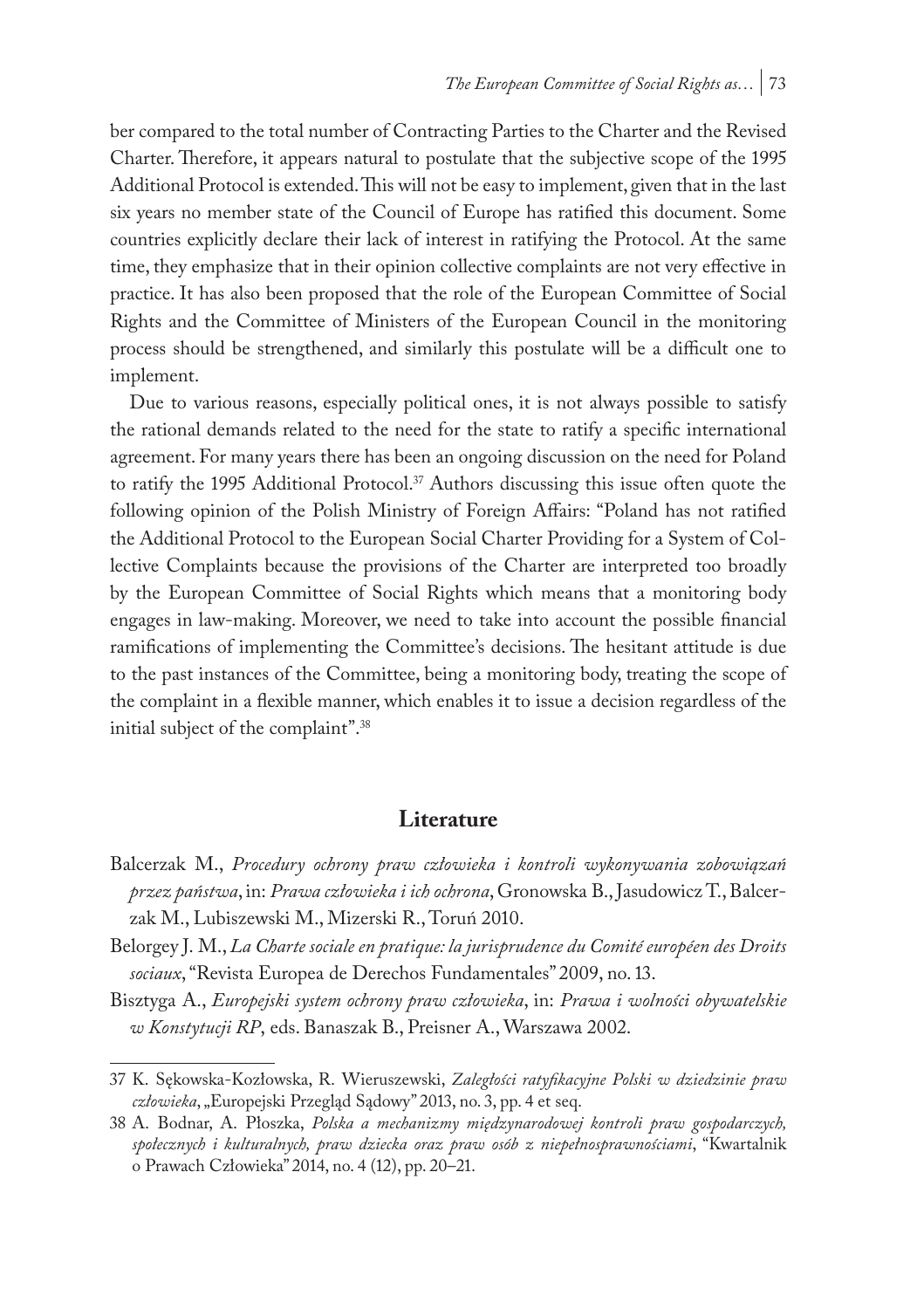ber compared to the total number of Contracting Parties to the Charter and the Revised Charter. Therefore, it appears natural to postulate that the subjective scope of the 1995 Additional Protocol is extended. This will not be easy to implement, given that in the last six years no member state of the Council of Europe has ratified this document. Some countries explicitly declare their lack of interest in ratifying the Protocol. At the same time, they emphasize that in their opinion collective complaints are not very effective in practice. It has also been proposed that the role of the European Committee of Social Rights and the Committee of Ministers of the European Council in the monitoring process should be strengthened, and similarly this postulate will be a difficult one to implement.

Due to various reasons, especially political ones, it is not always possible to satisfy the rational demands related to the need for the state to ratify a specific international agreement. For many years there has been an ongoing discussion on the need for Poland to ratify the 1995 Additional Protocol.[37] Authors discussing this issue often quote the following opinion of the Polish Ministry of Foreign Affairs: "Poland has not ratified the Additional Protocol to the European Social Charter Providing for a System of Collective Complaints because the provisions of the Charter are interpreted too broadly by the European Committee of Social Rights which means that a monitoring body engages in law-making. Moreover, we need to take into account the possible financial ramifications of implementing the Committee's decisions. The hesitant attitude is due to the past instances of the Committee, being a monitoring body, treating the scope of the complaint in a flexible manner, which enables it to issue a decision regardless of the initial subject of the complaint".[38]

## Literature

Balcerzak M., *Procedury ochrony praw człowieka i kontroli wykonywania zobowiązań przez państwa*, in: *Prawa człowieka i ich ochrona*, Gronowska B., Jasudowicz T., Balcerzak M., Lubiszewski M., Mizerski R., Toruń 2010.

Belorgey J. M., *La Charte sociale en pratique: la jurisprudence du Comité européen des Droits sociaux*, "Revista Europea de Derechos Fundamentales" 2009, no. 13.

Bisztyga A., *Europejski system ochrony praw człowieka*, in: *Prawa i wolności obywatelskie w Konstytucji RP*, eds. Banaszak B., Preisner A., Warszawa 2002.

---

37 K. Sękowska-Kozłowska, R. Wieruszewski, *Zaległości ratyfikacyjne Polski w dziedzinie praw człowieka*, „Europejski Przegląd Sądowy" 2013, no. 3, pp. 4 et seq.

38 A. Bodnar, A. Płoszka, *Polska a mechanizmy międzynarodowej kontroli praw gospodarczych, społecznych i kulturalnych, praw dziecka oraz praw osób z niepełnosprawnościami*, "Kwartalnik o Prawach Człowieka" 2014, no. 4 (12), pp. 20–21.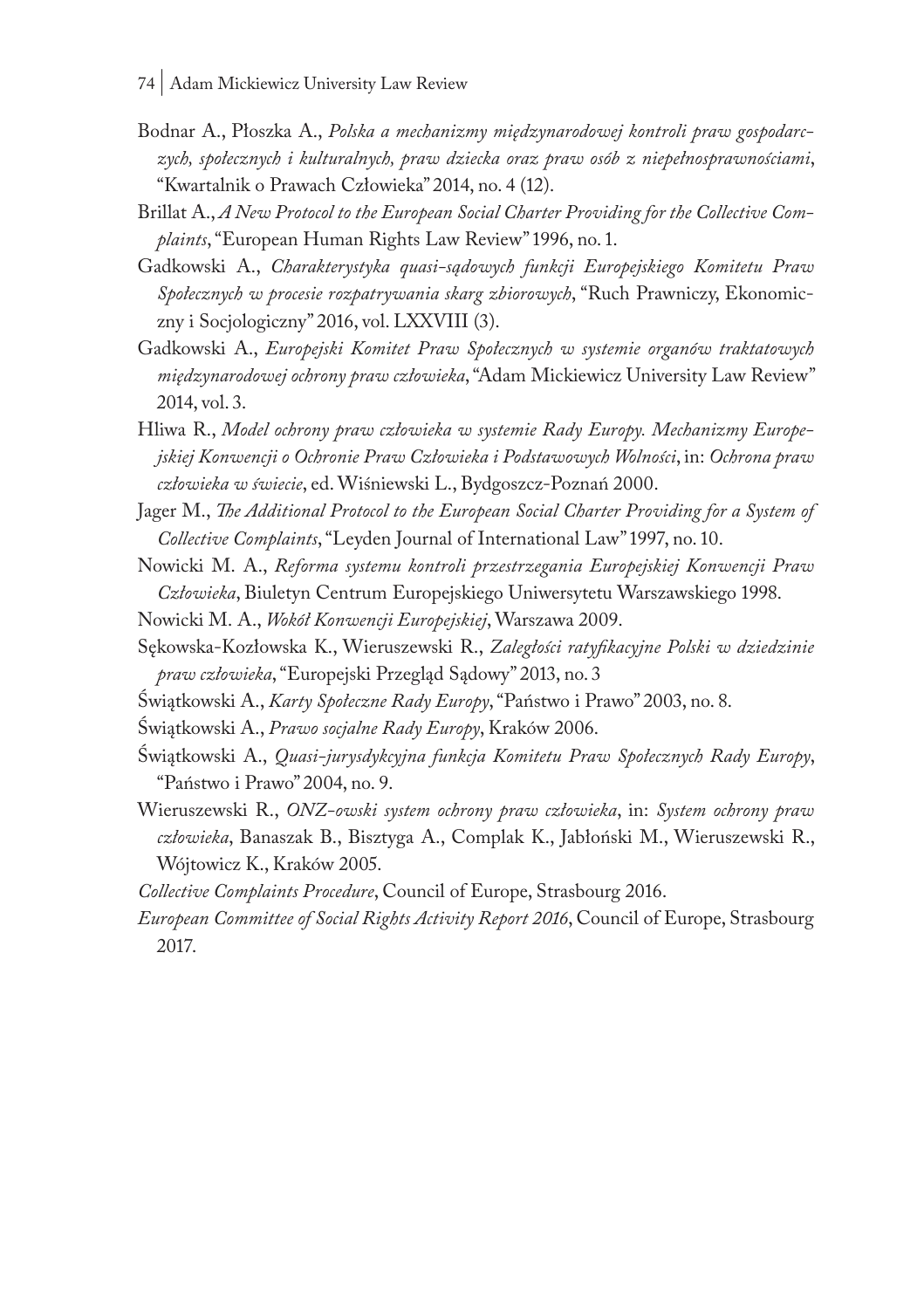Bodnar A., Płoszka A., *Polska a mechanizmy międzynarodowej kontroli praw gospodarczych, społecznych i kulturalnych, praw dziecka oraz praw osób z niepełnosprawnościami*, "Kwartalnik o Prawach Człowieka" 2014, no. 4 (12).

Brillat A., *A New Protocol to the European Social Charter Providing for the Collective Complaints*, "European Human Rights Law Review" 1996, no. 1.

Gadkowski A., *Charakterystyka quasi-sądowych funkcji Europejskiego Komitetu Praw Społecznych w procesie rozpatrywania skarg zbiorowych*, "Ruch Prawniczy, Ekonomiczny i Socjologiczny" 2016, vol. LXXVIII (3).

Gadkowski A., *Europejski Komitet Praw Społecznych w systemie organów traktatowych międzynarodowej ochrony praw człowieka*, "Adam Mickiewicz University Law Review" 2014, vol. 3.

Hliwa R., *Model ochrony praw człowieka w systemie Rady Europy. Mechanizmy Europejskiej Konwencji o Ochronie Praw Człowieka i Podstawowych Wolności*, in: *Ochrona praw człowieka w świecie*, ed. Wiśniewski L., Bydgoszcz-Poznań 2000.

Jager M., *The Additional Protocol to the European Social Charter Providing for a System of Collective Complaints*, "Leyden Journal of International Law" 1997, no. 10.

Nowicki M. A., *Reforma systemu kontroli przestrzegania Europejskiej Konwencji Praw Człowieka*, Biuletyn Centrum Europejskiego Uniwersytetu Warszawskiego 1998.

Nowicki M. A., *Wokół Konwencji Europejskiej*, Warszawa 2009.

Sękowska-Kozłowska K., Wieruszewski R., *Zaległości ratyfikacyjne Polski w dziedzinie praw człowieka*, "Europejski Przegląd Sądowy" 2013, no. 3

Świątkowski A., *Karty Społeczne Rady Europy*, "Państwo i Prawo" 2003, no. 8.

Świątkowski A., *Prawo socjalne Rady Europy*, Kraków 2006.

Świątkowski A., *Quasi-jurysdykcyjna funkcja Komitetu Praw Społecznych Rady Europy*, "Państwo i Prawo" 2004, no. 9.

Wieruszewski R., *ONZ-owski system ochrony praw człowieka*, in: *System ochrony praw człowieka*, Banaszak B., Bisztyga A., Complak K., Jabłoński M., Wieruszewski R., Wójtowicz K., Kraków 2005.

*Collective Complaints Procedure*, Council of Europe, Strasbourg 2016.

*European Committee of Social Rights Activity Report 2016*, Council of Europe, Strasbourg 2017.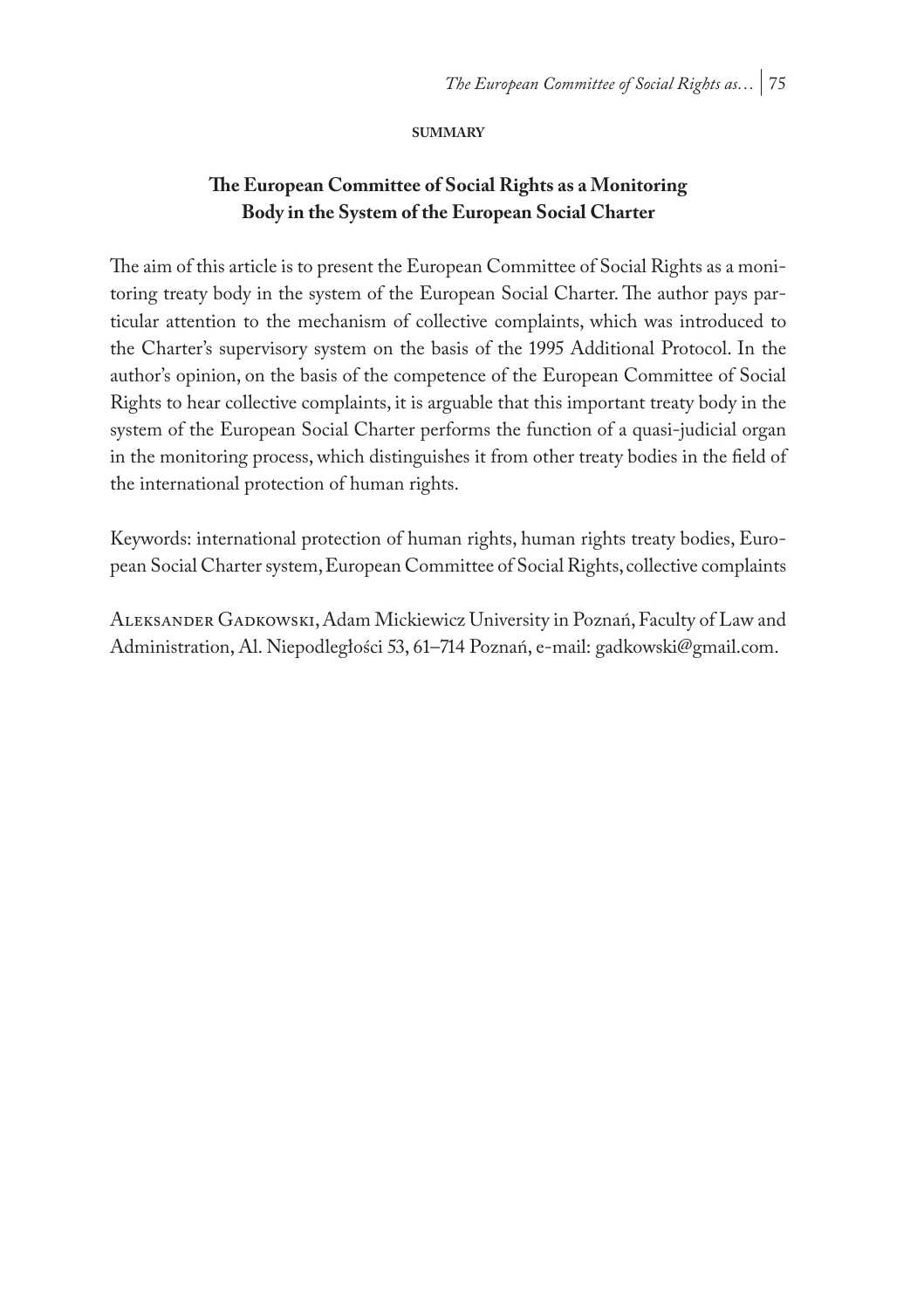**SUMMARY**

## The European Committee of Social Rights as a Monitoring Body in the System of the European Social Charter

The aim of this article is to present the European Committee of Social Rights as a monitoring treaty body in the system of the European Social Charter. The author pays particular attention to the mechanism of collective complaints, which was introduced to the Charter's supervisory system on the basis of the 1995 Additional Protocol. In the author's opinion, on the basis of the competence of the European Committee of Social Rights to hear collective complaints, it is arguable that this important treaty body in the system of the European Social Charter performs the function of a quasi-judicial organ in the monitoring process, which distinguishes it from other treaty bodies in the field of the international protection of human rights.

Keywords: international protection of human rights, human rights treaty bodies, European Social Charter system, European Committee of Social Rights, collective complaints

Aleksander Gadkowski, Adam Mickiewicz University in Poznań, Faculty of Law and Administration, Al. Niepodległości 53, 61–714 Poznań, e-mail: gadkowski@gmail.com.